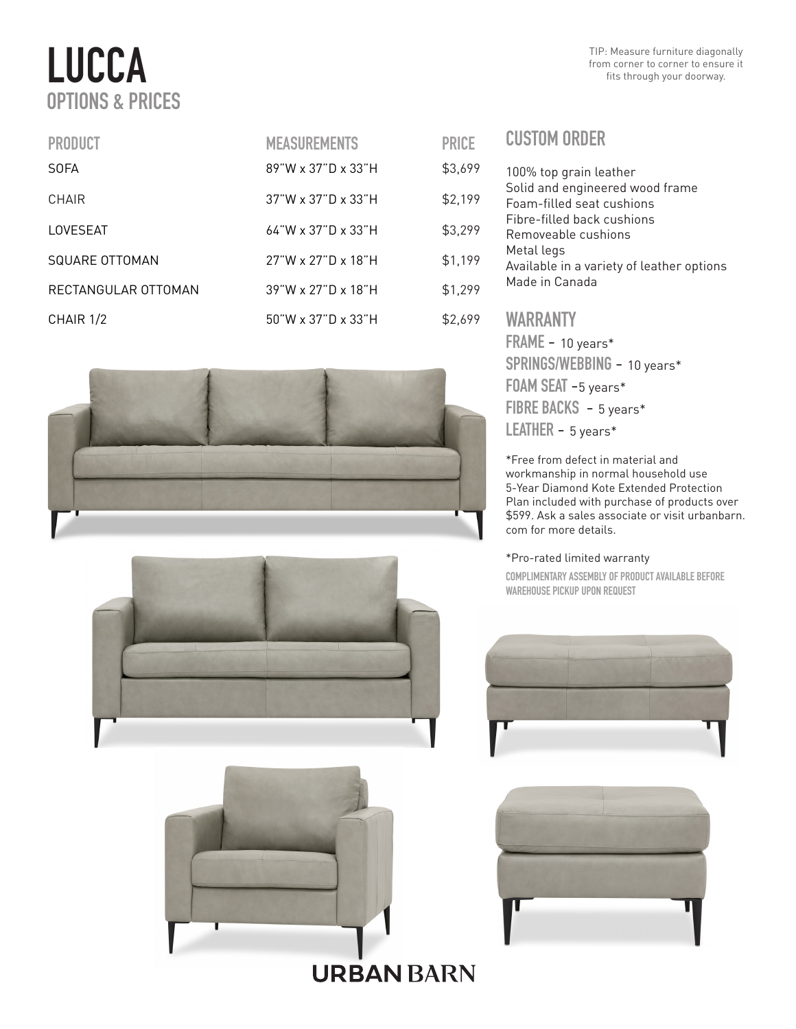# LUCCA
## OPTIONS & PRICES

TIP: Measure furniture diagonally from corner to corner to ensure it fits through your doorway.

| PRODUCT | MEASUREMENTS | PRICE |
| --- | --- | --- |
| SOFA | 89"W x 37"D x 33"H | $3,699 |
| CHAIR | 37"W x 37"D x 33"H | $2,199 |
| LOVESEAT | 64"W x 37"D x 33"H | $3,299 |
| SQUARE OTTOMAN | 27"W x 27"D x 18"H | $1,199 |
| RECTANGULAR OTTOMAN | 39"W x 27"D x 18"H | $1,299 |
| CHAIR 1/2 | 50"W x 37"D x 33"H | $2,699 |

## CUSTOM ORDER

100% top grain leather
Solid and engineered wood frame
Foam-filled seat cushions
Fibre-filled back cushions
Removeable cushions
Metal legs
Available in a variety of leather options
Made in Canada

## WARRANTY

**FRAME** - 10 years*
**SPRINGS/WEBBING** - 10 years*
**FOAM SEAT** -5 years*
**FIBRE BACKS** - 5 years*
**LEATHER** - 5 years*

*Free from defect in material and workmanship in normal household use
5-Year Diamond Kote Extended Protection Plan included with purchase of products over $599. Ask a sales associate or visit urbanbarn.com for more details.

*Pro-rated limited warranty

**COMPLIMENTARY ASSEMBLY OF PRODUCT AVAILABLE BEFORE WAREHOUSE PICKUP UPON REQUEST**

URBAN BARN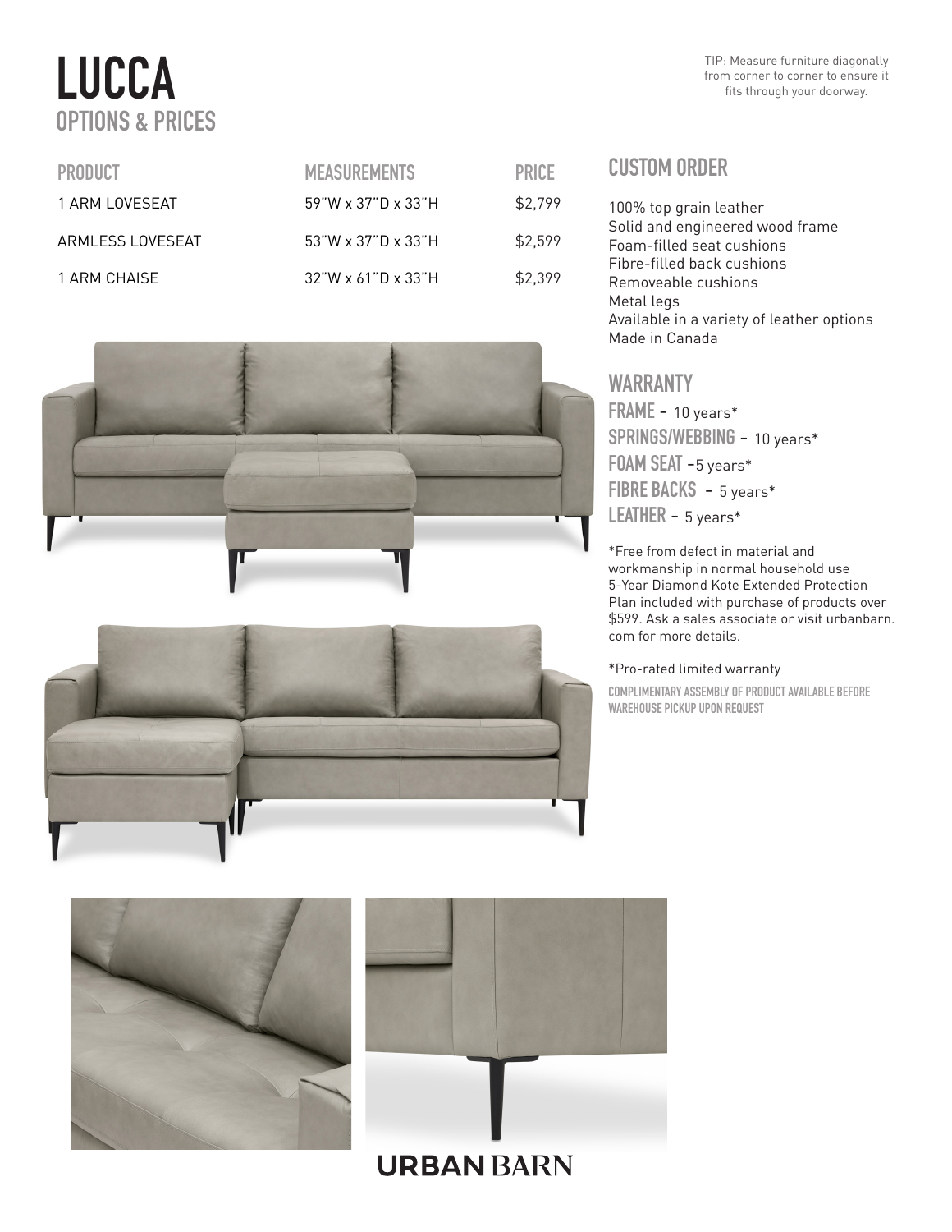# LUCCA
## OPTIONS & PRICES

TIP: Measure furniture diagonally from corner to corner to ensure it fits through your doorway.

| PRODUCT | MEASUREMENTS | PRICE |
|---|---|---|
| 1 ARM LOVESEAT | 59"W x 37"D x 33"H | $2,799 |
| ARMLESS LOVESEAT | 53"W x 37"D x 33"H | $2,599 |
| 1 ARM CHAISE | 32"W x 61"D x 33"H | $2,399 |

## CUSTOM ORDER

100% top grain leather
Solid and engineered wood frame
Foam-filled seat cushions
Fibre-filled back cushions
Removeable cushions
Metal legs
Available in a variety of leather options
Made in Canada

## WARRANTY

**FRAME** - 10 years*
**SPRINGS/WEBBING** - 10 years*
**FOAM SEAT** - 5 years*
**FIBRE BACKS** - 5 years*
**LEATHER** - 5 years*

*Free from defect in material and workmanship in normal household use
5-Year Diamond Kote Extended Protection Plan included with purchase of products over $599. Ask a sales associate or visit urbanbarn.com for more details.

*Pro-rated limited warranty

COMPLIMENTARY ASSEMBLY OF PRODUCT AVAILABLE BEFORE WAREHOUSE PICKUP UPON REQUEST

URBAN BARN